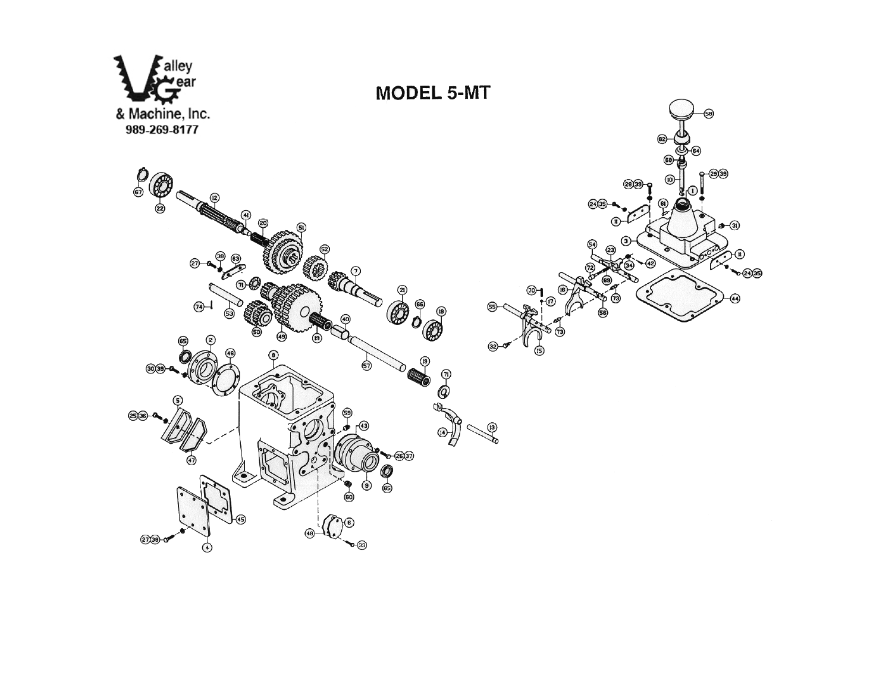Valley Gear & Machine, Inc.
989-269-8177

# MODEL 5-MT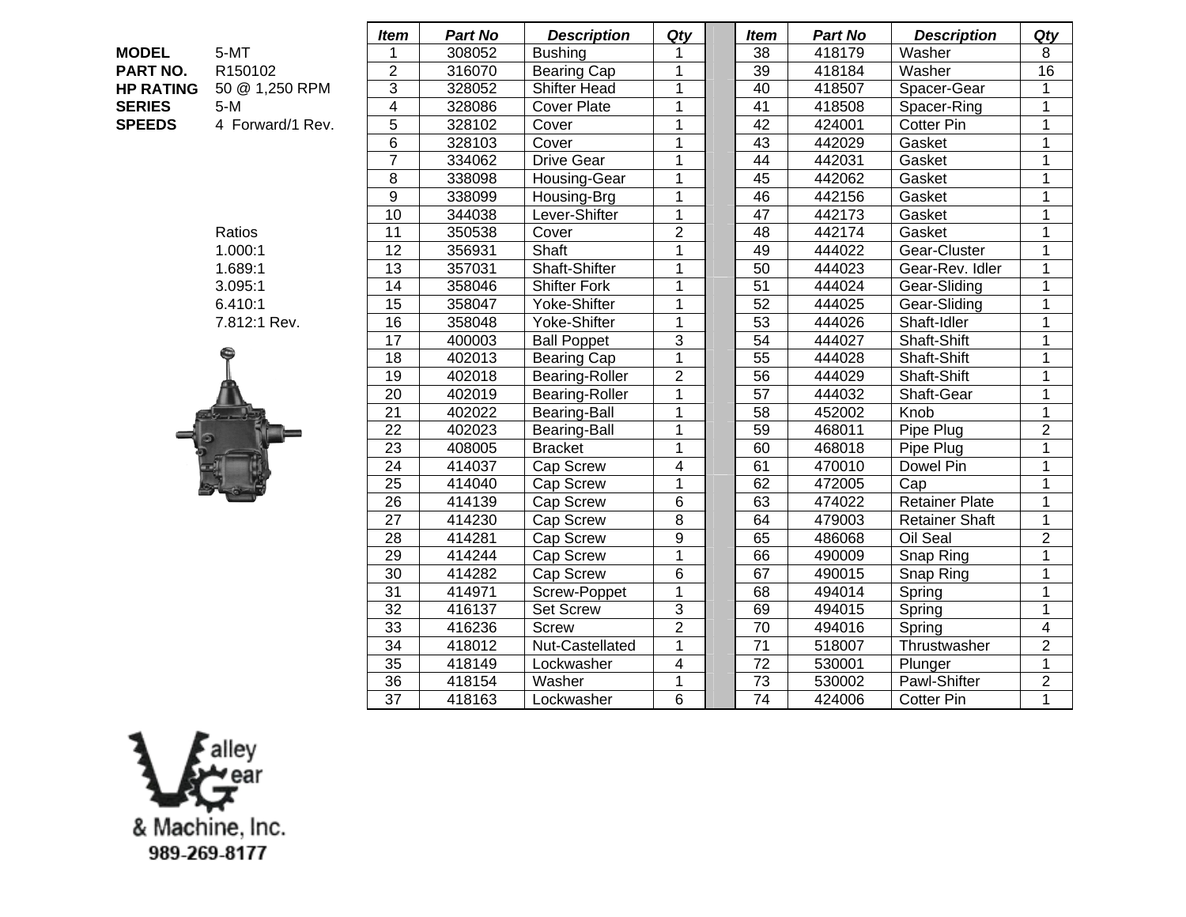| | |
|---|---|
| **MODEL** | 5-MT |
| **PART NO.** | R150102 |
| **HP RATING** | 50 @ 1,250 RPM |
| **SERIES** | 5-M |
| **SPEEDS** | 4 Forward/1 Rev. |

Ratios
1.000:1
1.689:1
3.095:1
6.410:1
7.812:1 Rev.

| *Item* | *Part No* | *Description* | *Qty* | | *Item* | *Part No* | *Description* | *Qty* |
|---|---|---|---|---|---|---|---|---|
| 1 | 308052 | Bushing | 1 | | 38 | 418179 | Washer | 8 |
| 2 | 316070 | Bearing Cap | 1 | | 39 | 418184 | Washer | 16 |
| 3 | 328052 | Shifter Head | 1 | | 40 | 418507 | Spacer-Gear | 1 |
| 4 | 328086 | Cover Plate | 1 | | 41 | 418508 | Spacer-Ring | 1 |
| 5 | 328102 | Cover | 1 | | 42 | 424001 | Cotter Pin | 1 |
| 6 | 328103 | Cover | 1 | | 43 | 442029 | Gasket | 1 |
| 7 | 334062 | Drive Gear | 1 | | 44 | 442031 | Gasket | 1 |
| 8 | 338098 | Housing-Gear | 1 | | 45 | 442062 | Gasket | 1 |
| 9 | 338099 | Housing-Brg | 1 | | 46 | 442156 | Gasket | 1 |
| 10 | 344038 | Lever-Shifter | 1 | | 47 | 442173 | Gasket | 1 |
| 11 | 350538 | Cover | 2 | | 48 | 442174 | Gasket | 1 |
| 12 | 356931 | Shaft | 1 | | 49 | 444022 | Gear-Cluster | 1 |
| 13 | 357031 | Shaft-Shifter | 1 | | 50 | 444023 | Gear-Rev. Idler | 1 |
| 14 | 358046 | Shifter Fork | 1 | | 51 | 444024 | Gear-Sliding | 1 |
| 15 | 358047 | Yoke-Shifter | 1 | | 52 | 444025 | Gear-Sliding | 1 |
| 16 | 358048 | Yoke-Shifter | 1 | | 53 | 444026 | Shaft-Idler | 1 |
| 17 | 400003 | Ball Poppet | 3 | | 54 | 444027 | Shaft-Shift | 1 |
| 18 | 402013 | Bearing Cap | 1 | | 55 | 444028 | Shaft-Shift | 1 |
| 19 | 402018 | Bearing-Roller | 2 | | 56 | 444029 | Shaft-Shift | 1 |
| 20 | 402019 | Bearing-Roller | 1 | | 57 | 444032 | Shaft-Gear | 1 |
| 21 | 402022 | Bearing-Ball | 1 | | 58 | 452002 | Knob | 1 |
| 22 | 402023 | Bearing-Ball | 1 | | 59 | 468011 | Pipe Plug | 2 |
| 23 | 408005 | Bracket | 1 | | 60 | 468018 | Pipe Plug | 1 |
| 24 | 414037 | Cap Screw | 4 | | 61 | 470010 | Dowel Pin | 1 |
| 25 | 414040 | Cap Screw | 1 | | 62 | 472005 | Cap | 1 |
| 26 | 414139 | Cap Screw | 6 | | 63 | 474022 | Retainer Plate | 1 |
| 27 | 414230 | Cap Screw | 8 | | 64 | 479003 | Retainer Shaft | 1 |
| 28 | 414281 | Cap Screw | 9 | | 65 | 486068 | Oil Seal | 2 |
| 29 | 414244 | Cap Screw | 1 | | 66 | 490009 | Snap Ring | 1 |
| 30 | 414282 | Cap Screw | 6 | | 67 | 490015 | Snap Ring | 1 |
| 31 | 414971 | Screw-Poppet | 1 | | 68 | 494014 | Spring | 1 |
| 32 | 416137 | Set Screw | 3 | | 69 | 494015 | Spring | 1 |
| 33 | 416236 | Screw | 2 | | 70 | 494016 | Spring | 4 |
| 34 | 418012 | Nut-Castellated | 1 | | 71 | 518007 | Thrustwasher | 2 |
| 35 | 418149 | Lockwasher | 4 | | 72 | 530001 | Plunger | 1 |
| 36 | 418154 | Washer | 1 | | 73 | 530002 | Pawl-Shifter | 2 |
| 37 | 418163 | Lockwasher | 6 | | 74 | 424006 | Cotter Pin | 1 |

Valley Gear & Machine, Inc.
989-269-8177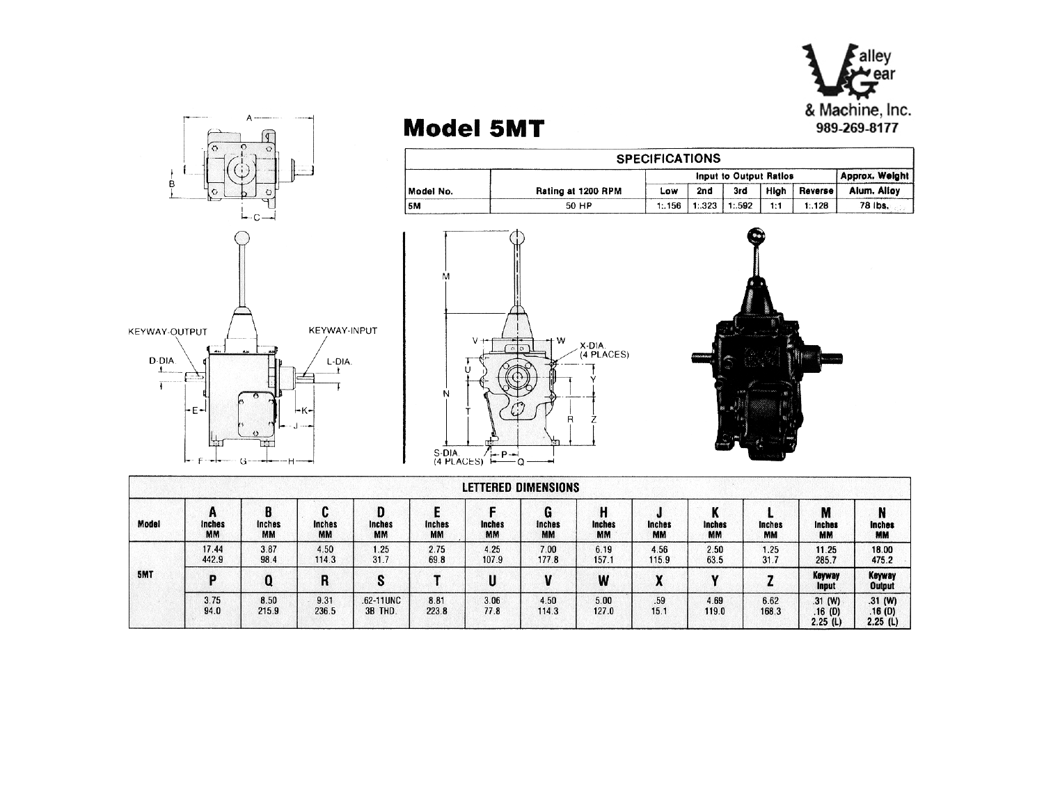Valley Gear & Machine, Inc.
989-269-8177

# Model 5MT

| SPECIFICATIONS | | | | | | | |
|---|---|---|---|---|---|---|---|
| | | Input to Output Ratios | | | | | Approx. Weight |
| Model No. | Rating at 1200 RPM | Low | 2nd | 3rd | High | Reverse | Alum. Alloy |
| 5M | 50 HP | 1:.156 | 1:.323 | 1:.592 | 1:1 | 1:.128 | 78 lbs. |

KEYWAY-OUTPUT
KEYWAY-INPUT
D-DIA.
L-DIA.
X-DIA. (4 PLACES)
S-DIA. (4 PLACES)

## LETTERED DIMENSIONS

| Model | A Inches MM | B Inches MM | C Inches MM | D Inches MM | E Inches MM | F Inches MM | G Inches MM | H Inches MM | J Inches MM | K Inches MM | L Inches MM | M Inches MM | N Inches MM |
|---|---|---|---|---|---|---|---|---|---|---|---|---|---|
| 5MT | 17.44 442.9 | 3.87 98.4 | 4.50 114.3 | 1.25 31.7 | 2.75 69.8 | 4.25 107.9 | 7.00 177.8 | 6.19 157.1 | 4.56 115.9 | 2.50 63.5 | 1.25 31.7 | 11.25 285.7 | 18.00 475.2 |
| | **P** | **Q** | **R** | **S** | **T** | **U** | **V** | **W** | **X** | **Y** | **Z** | **Keyway Input** | **Keyway Output** |
| | 3.75 94.0 | 8.50 215.9 | 9.31 236.5 | .62-11UNC 3B THD. | 8.81 223.8 | 3.06 77.8 | 4.50 114.3 | 5.00 127.0 | .59 15.1 | 4.69 119.0 | 6.62 168.3 | .31 (W) .16 (D) 2.25 (L) | .31 (W) .16 (D) 2.25 (L) |